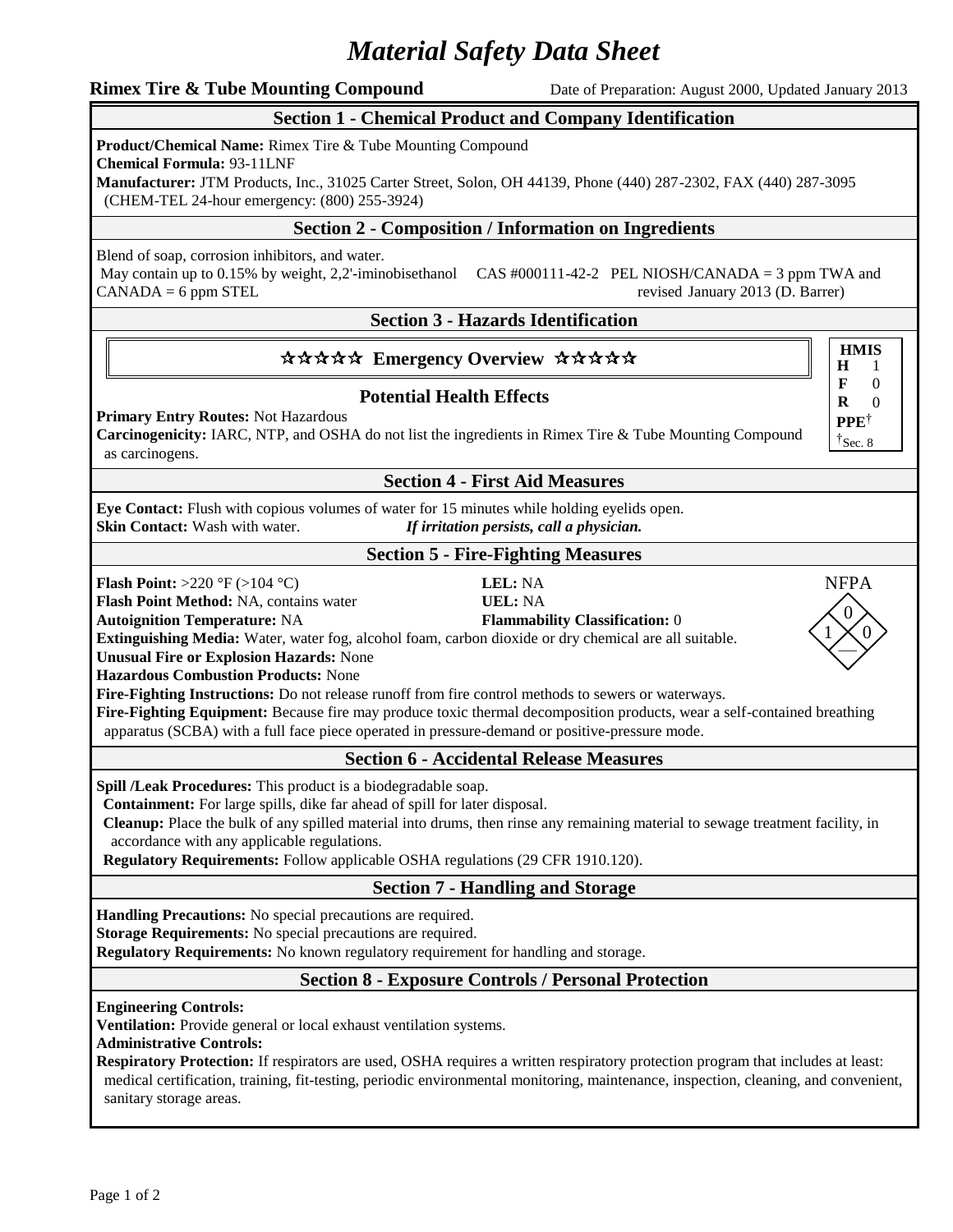# Material Safety Data Sheet

**Rimex Tire & Tube Mounting Compound** Date of Preparation: August 2000, Updated January 2013

## Section 1 - Chemical Product and Company Identification

**Product/Chemical Name:** Rimex Tire & Tube Mounting Compound
**Chemical Formula:** 93-11LNF
**Manufacturer:** JTM Products, Inc., 31025 Carter Street, Solon, OH 44139, Phone (440) 287-2302, FAX (440) 287-3095 (CHEM-TEL 24-hour emergency: (800) 255-3924)

## Section 2 - Composition / Information on Ingredients

Blend of soap, corrosion inhibitors, and water.
May contain up to 0.15% by weight, 2,2'-iminobisethanol CAS #000111-42-2 PEL NIOSH/CANADA = 3 ppm TWA and CANADA = 6 ppm STEL revised January 2013 (D. Barrer)

## Section 3 - Hazards Identification

**☆☆☆☆☆ Emergency Overview ☆☆☆☆☆**

| HMIS | |
|---|---|
| H | 1 |
| F | 0 |
| R | 0 |
| PPE† | |

†Sec. 8

### Potential Health Effects

**Primary Entry Routes:** Not Hazardous
**Carcinogenicity:** IARC, NTP, and OSHA do not list the ingredients in Rimex Tire & Tube Mounting Compound as carcinogens.

## Section 4 - First Aid Measures

**Eye Contact:** Flush with copious volumes of water for 15 minutes while holding eyelids open.
**Skin Contact:** Wash with water. ***If irritation persists, call a physician.***

## Section 5 - Fire-Fighting Measures

**Flash Point:** >220 °F (>104 °C)
**Flash Point Method:** NA, contains water
**Autoignition Temperature:** NA
**LEL:** NA
**UEL:** NA
**Flammability Classification:** 0

NFPA: Flammability 0, Health 1, Reactivity 0, Special —

**Extinguishing Media:** Water, water fog, alcohol foam, carbon dioxide or dry chemical are all suitable.
**Unusual Fire or Explosion Hazards:** None
**Hazardous Combustion Products:** None
**Fire-Fighting Instructions:** Do not release runoff from fire control methods to sewers or waterways.
**Fire-Fighting Equipment:** Because fire may produce toxic thermal decomposition products, wear a self-contained breathing apparatus (SCBA) with a full face piece operated in pressure-demand or positive-pressure mode.

## Section 6 - Accidental Release Measures

**Spill /Leak Procedures:** This product is a biodegradable soap.
**Containment:** For large spills, dike far ahead of spill for later disposal.
**Cleanup:** Place the bulk of any spilled material into drums, then rinse any remaining material to sewage treatment facility, in accordance with any applicable regulations.
**Regulatory Requirements:** Follow applicable OSHA regulations (29 CFR 1910.120).

## Section 7 - Handling and Storage

**Handling Precautions:** No special precautions are required.
**Storage Requirements:** No special precautions are required.
**Regulatory Requirements:** No known regulatory requirement for handling and storage.

## Section 8 - Exposure Controls / Personal Protection

**Engineering Controls:**
**Ventilation:** Provide general or local exhaust ventilation systems.
**Administrative Controls:**
**Respiratory Protection:** If respirators are used, OSHA requires a written respiratory protection program that includes at least: medical certification, training, fit-testing, periodic environmental monitoring, maintenance, inspection, cleaning, and convenient, sanitary storage areas.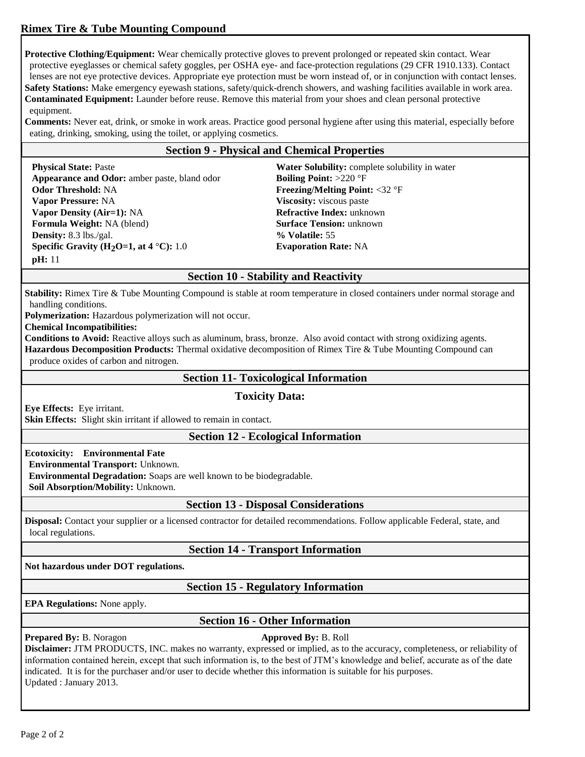# Rimex Tire & Tube Mounting Compound

**Protective Clothing/Equipment:** Wear chemically protective gloves to prevent prolonged or repeated skin contact. Wear protective eyeglasses or chemical safety goggles, per OSHA eye- and face-protection regulations (29 CFR 1910.133). Contact lenses are not eye protective devices. Appropriate eye protection must be worn instead of, or in conjunction with contact lenses.

**Safety Stations:** Make emergency eyewash stations, safety/quick-drench showers, and washing facilities available in work area.

**Contaminated Equipment:** Launder before reuse. Remove this material from your shoes and clean personal protective equipment.

**Comments:** Never eat, drink, or smoke in work areas. Practice good personal hygiene after using this material, especially before eating, drinking, smoking, using the toilet, or applying cosmetics.

## Section 9 - Physical and Chemical Properties

**Physical State:** Paste
**Appearance and Odor:** amber paste, bland odor
**Odor Threshold:** NA
**Vapor Pressure:** NA
**Vapor Density (Air=1):** NA
**Formula Weight:** NA (blend)
**Density:** 8.3 lbs./gal.
**Specific Gravity ($H_2O$=1, at 4 °C):** 1.0
**pH:** 11

**Water Solubility:** complete solubility in water
**Boiling Point:** >220 °F
**Freezing/Melting Point:** <32 °F
**Viscosity:** viscous paste
**Refractive Index:** unknown
**Surface Tension:** unknown
**% Volatile:** 55
**Evaporation Rate:** NA

## Section 10 - Stability and Reactivity

**Stability:** Rimex Tire & Tube Mounting Compound is stable at room temperature in closed containers under normal storage and handling conditions.

**Polymerization:** Hazardous polymerization will not occur.

**Chemical Incompatibilities:**

**Conditions to Avoid:** Reactive alloys such as aluminum, brass, bronze. Also avoid contact with strong oxidizing agents.

**Hazardous Decomposition Products:** Thermal oxidative decomposition of Rimex Tire & Tube Mounting Compound can produce oxides of carbon and nitrogen.

## Section 11- Toxicological Information

### Toxicity Data:

**Eye Effects:** Eye irritant.

**Skin Effects:** Slight skin irritant if allowed to remain in contact.

## Section 12 - Ecological Information

**Ecotoxicity:** **Environmental Fate**

**Environmental Transport:** Unknown.

**Environmental Degradation:** Soaps are well known to be biodegradable.

**Soil Absorption/Mobility:** Unknown.

## Section 13 - Disposal Considerations

**Disposal:** Contact your supplier or a licensed contractor for detailed recommendations. Follow applicable Federal, state, and local regulations.

## Section 14 - Transport Information

**Not hazardous under DOT regulations.**

## Section 15 - Regulatory Information

**EPA Regulations:** None apply.

## Section 16 - Other Information

**Prepared By:** B. Noragon **Approved By:** B. Roll

**Disclaimer:** JTM PRODUCTS, INC. makes no warranty, expressed or implied, as to the accuracy, completeness, or reliability of information contained herein, except that such information is, to the best of JTM's knowledge and belief, accurate as of the date indicated. It is for the purchaser and/or user to decide whether this information is suitable for his purposes.

Updated : January 2013.